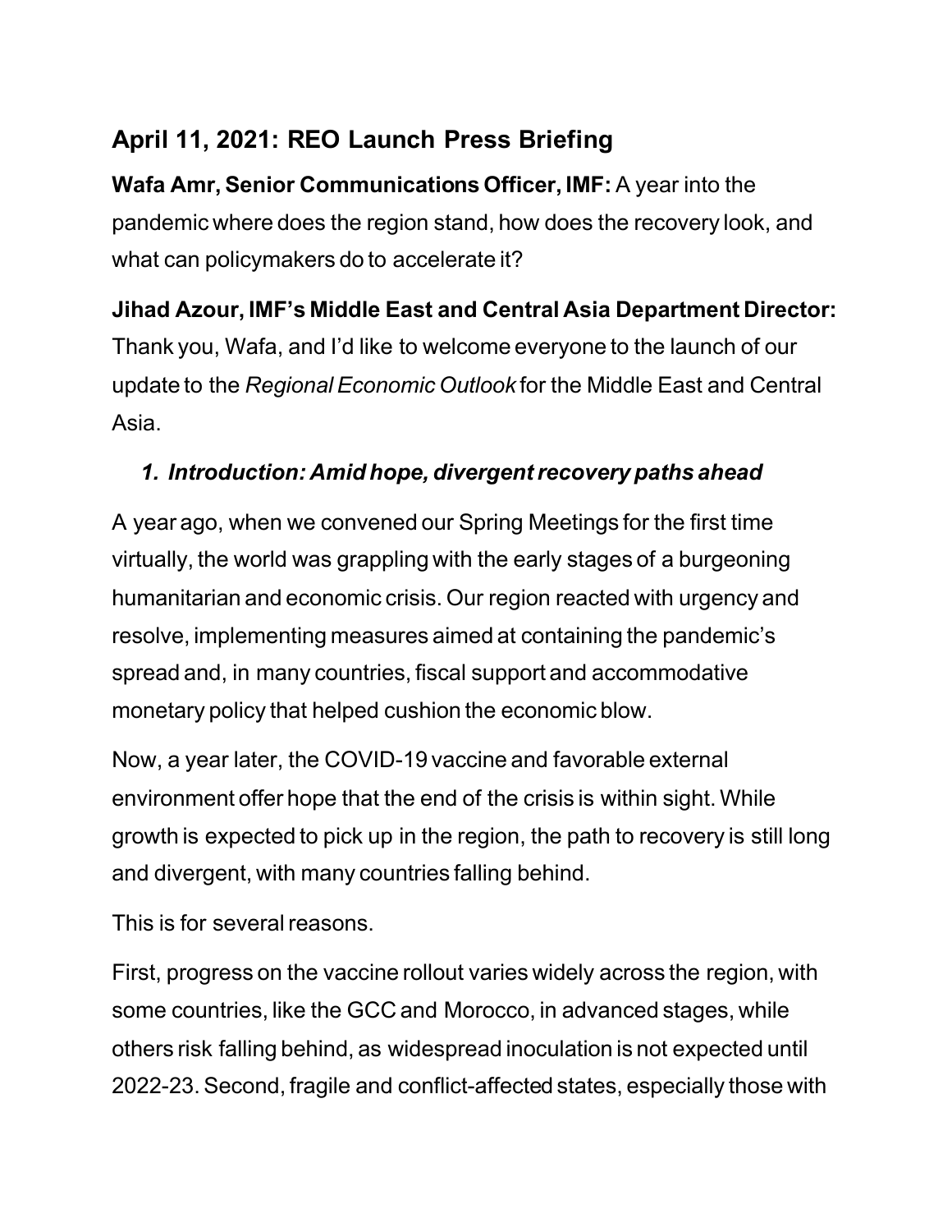## April 11, 2021: REO Launch Press Briefing

**Wafa Amr, Senior Communications Officer, IMF:** A year into the pandemic where does the region stand, how does the recovery look, and what can policymakers do to accelerate it?

**Jihad Azour, IMF's Middle East and Central Asia Department Director:** Thank you, Wafa, and I'd like to welcome everyone to the launch of our update to the *Regional Economic Outlook* for the Middle East and Central Asia.

### *1. Introduction: Amid hope, divergent recovery paths ahead*

A year ago, when we convened our Spring Meetings for the first time virtually, the world was grappling with the early stages of a burgeoning humanitarian and economic crisis. Our region reacted with urgency and resolve, implementing measures aimed at containing the pandemic's spread and, in many countries, fiscal support and accommodative monetary policy that helped cushion the economic blow.

Now, a year later, the COVID-19 vaccine and favorable external environment offer hope that the end of the crisis is within sight. While growth is expected to pick up in the region, the path to recovery is still long and divergent, with many countries falling behind.

This is for several reasons.

First, progress on the vaccine rollout varies widely across the region, with some countries, like the GCC and Morocco, in advanced stages, while others risk falling behind, as widespread inoculation is not expected until 2022-23. Second, fragile and conflict-affected states, especially those with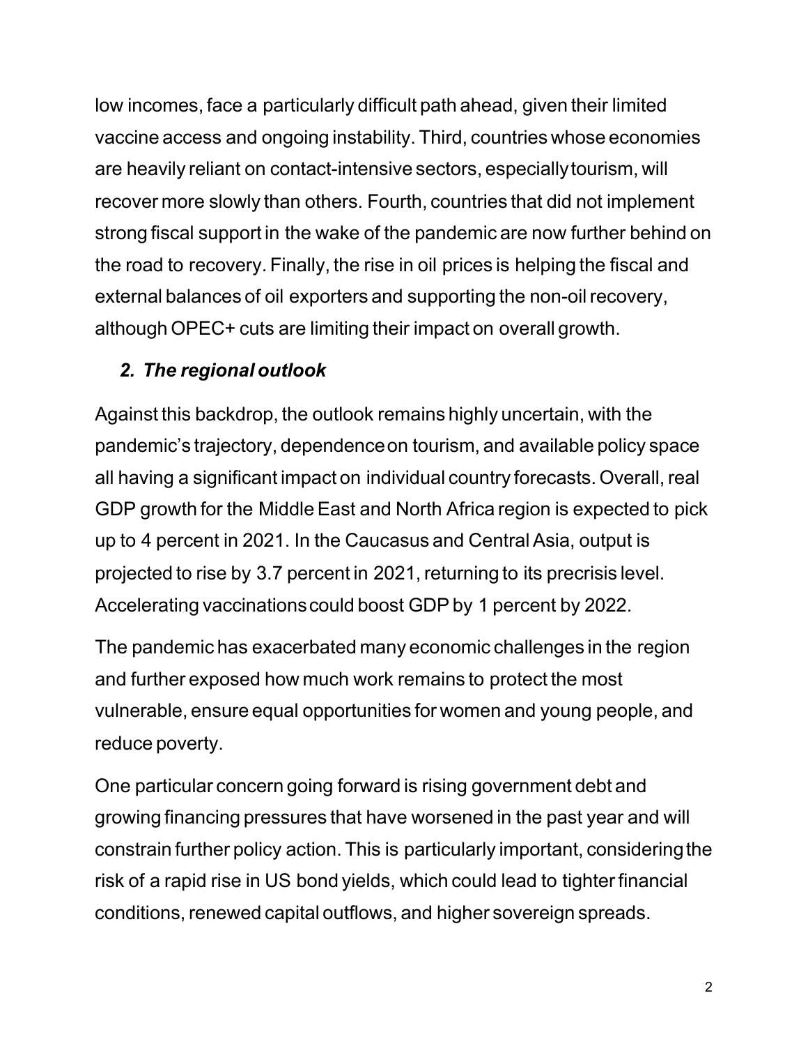low incomes, face a particularly difficult path ahead, given their limited vaccine access and ongoing instability. Third, countries whose economies are heavily reliant on contact-intensive sectors, especially tourism, will recover more slowly than others. Fourth, countries that did not implement strong fiscal support in the wake of the pandemic are now further behind on the road to recovery. Finally, the rise in oil prices is helping the fiscal and external balances of oil exporters and supporting the non-oil recovery, although OPEC+ cuts are limiting their impact on overall growth.

### *2. The regional outlook*

Against this backdrop, the outlook remains highly uncertain, with the pandemic's trajectory, dependence on tourism, and available policy space all having a significant impact on individual country forecasts. Overall, real GDP growth for the Middle East and North Africa region is expected to pick up to 4 percent in 2021. In the Caucasus and Central Asia, output is projected to rise by 3.7 percent in 2021, returning to its precrisis level. Accelerating vaccinations could boost GDP by 1 percent by 2022.

The pandemic has exacerbated many economic challenges in the region and further exposed how much work remains to protect the most vulnerable, ensure equal opportunities for women and young people, and reduce poverty.

One particular concern going forward is rising government debt and growing financing pressures that have worsened in the past year and will constrain further policy action. This is particularly important, considering the risk of a rapid rise in US bond yields, which could lead to tighter financial conditions, renewed capital outflows, and higher sovereign spreads.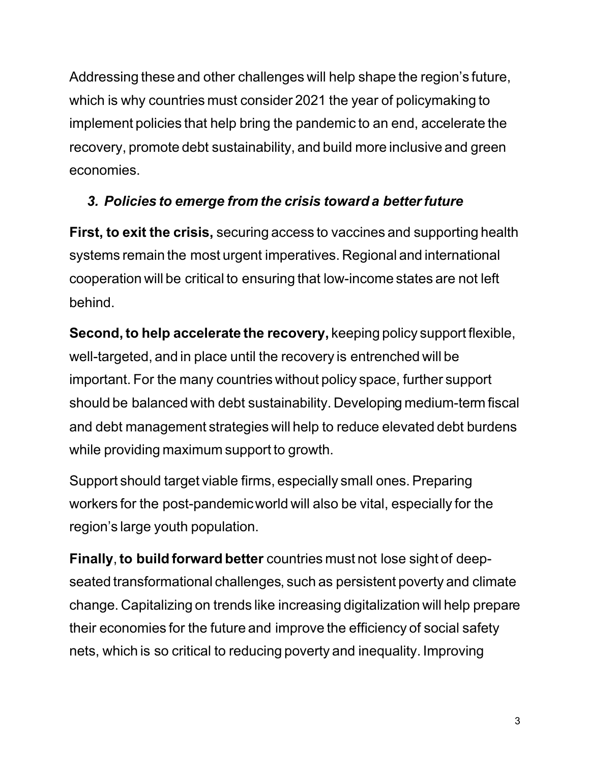Addressing these and other challenges will help shape the region's future, which is why countries must consider 2021 the year of policymaking to implement policies that help bring the pandemic to an end, accelerate the recovery, promote debt sustainability, and build more inclusive and green economies.

### *3. Policies to emerge from the crisis toward a better future*

**First, to exit the crisis,** securing access to vaccines and supporting health systems remain the most urgent imperatives. Regional and international cooperation will be critical to ensuring that low-income states are not left behind.

**Second, to help accelerate the recovery,** keeping policy support flexible, well-targeted, and in place until the recovery is entrenched will be important. For the many countries without policy space, further support should be balanced with debt sustainability. Developing medium-term fiscal and debt management strategies will help to reduce elevated debt burdens while providing maximum support to growth.

Support should target viable firms, especially small ones. Preparing workers for the post-pandemic world will also be vital, especially for the region's large youth population.

**Finally**, **to build forward better** countries must not lose sight of deep-seated transformational challenges, such as persistent poverty and climate change. Capitalizing on trends like increasing digitalization will help prepare their economies for the future and improve the efficiency of social safety nets, which is so critical to reducing poverty and inequality. Improving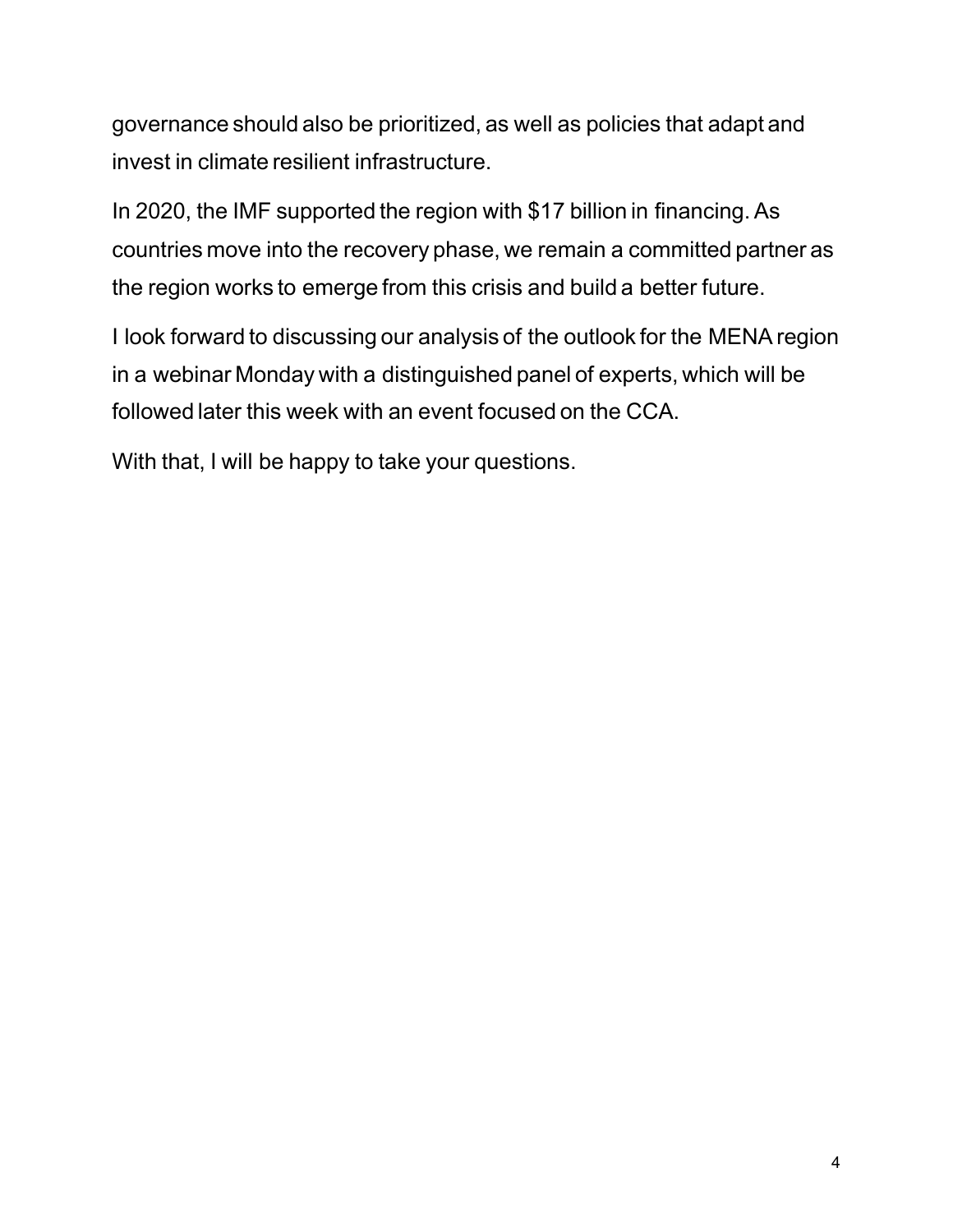governance should also be prioritized, as well as policies that adapt and invest in climate resilient infrastructure.

In 2020, the IMF supported the region with $17 billion in financing. As countries move into the recovery phase, we remain a committed partner as the region works to emerge from this crisis and build a better future.

I look forward to discussing our analysis of the outlook for the MENA region in a webinar Monday with a distinguished panel of experts, which will be followed later this week with an event focused on the CCA.

With that, I will be happy to take your questions.